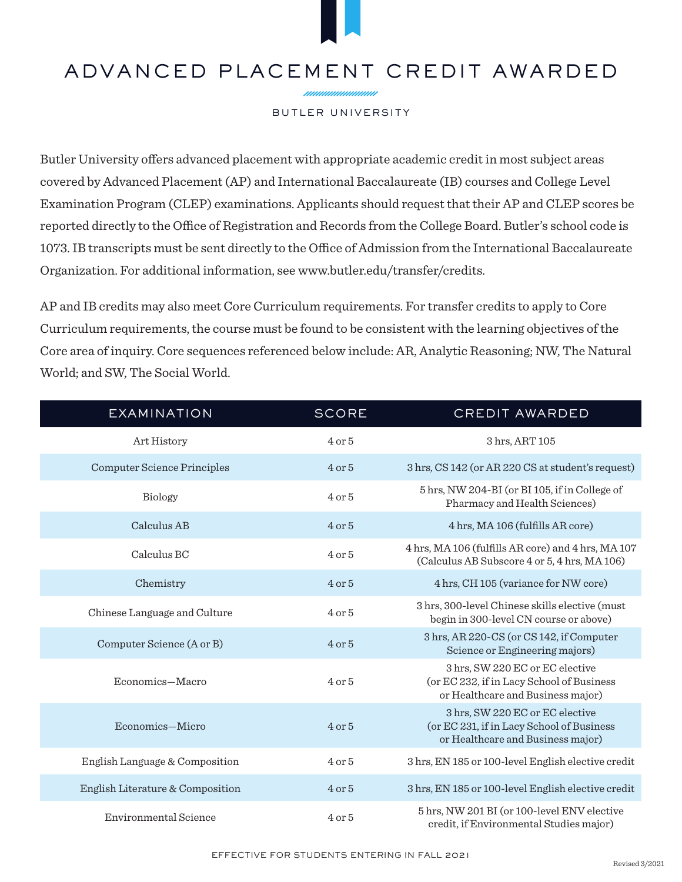# ADVANCED PLACEMENT CREDIT AWARDED

BUTLER UNIVERSITY

Butler University offers advanced placement with appropriate academic credit in most subject areas covered by Advanced Placement (AP) and International Baccalaureate (IB) courses and College Level Examination Program (CLEP) examinations. Applicants should request that their AP and CLEP scores be reported directly to the Office of Registration and Records from the College Board. Butler's school code is 1073. IB transcripts must be sent directly to the Office of Admission from the International Baccalaureate Organization. For additional information, see www.butler.edu/transfer/credits.

AP and IB credits may also meet Core Curriculum requirements. For transfer credits to apply to Core Curriculum requirements, the course must be found to be consistent with the learning objectives of the Core area of inquiry. Core sequences referenced below include: AR, Analytic Reasoning; NW, The Natural World; and SW, The Social World.

| EXAMINATION | SCORE | CREDIT AWARDED |
|---|---|---|
| Art History | 4 or 5 | 3 hrs, ART 105 |
| Computer Science Principles | 4 or 5 | 3 hrs, CS 142 (or AR 220 CS at student's request) |
| Biology | 4 or 5 | 5 hrs, NW 204-BI (or BI 105, if in College of Pharmacy and Health Sciences) |
| Calculus AB | 4 or 5 | 4 hrs, MA 106 (fulfills AR core) |
| Calculus BC | 4 or 5 | 4 hrs, MA 106 (fulfills AR core) and 4 hrs, MA 107 (Calculus AB Subscore 4 or 5, 4 hrs, MA 106) |
| Chemistry | 4 or 5 | 4 hrs, CH 105 (variance for NW core) |
| Chinese Language and Culture | 4 or 5 | 3 hrs, 300-level Chinese skills elective (must begin in 300-level CN course or above) |
| Computer Science (A or B) | 4 or 5 | 3 hrs, AR 220-CS (or CS 142, if Computer Science or Engineering majors) |
| Economics—Macro | 4 or 5 | 3 hrs, SW 220 EC or EC elective (or EC 232, if in Lacy School of Business or Healthcare and Business major) |
| Economics—Micro | 4 or 5 | 3 hrs, SW 220 EC or EC elective (or EC 231, if in Lacy School of Business or Healthcare and Business major) |
| English Language & Composition | 4 or 5 | 3 hrs, EN 185 or 100-level English elective credit |
| English Literature & Composition | 4 or 5 | 3 hrs, EN 185 or 100-level English elective credit |
| Environmental Science | 4 or 5 | 5 hrs, NW 201 BI (or 100-level ENV elective credit, if Environmental Studies major) |

EFFECTIVE FOR STUDENTS ENTERING IN FALL 2021

Revised 3/2021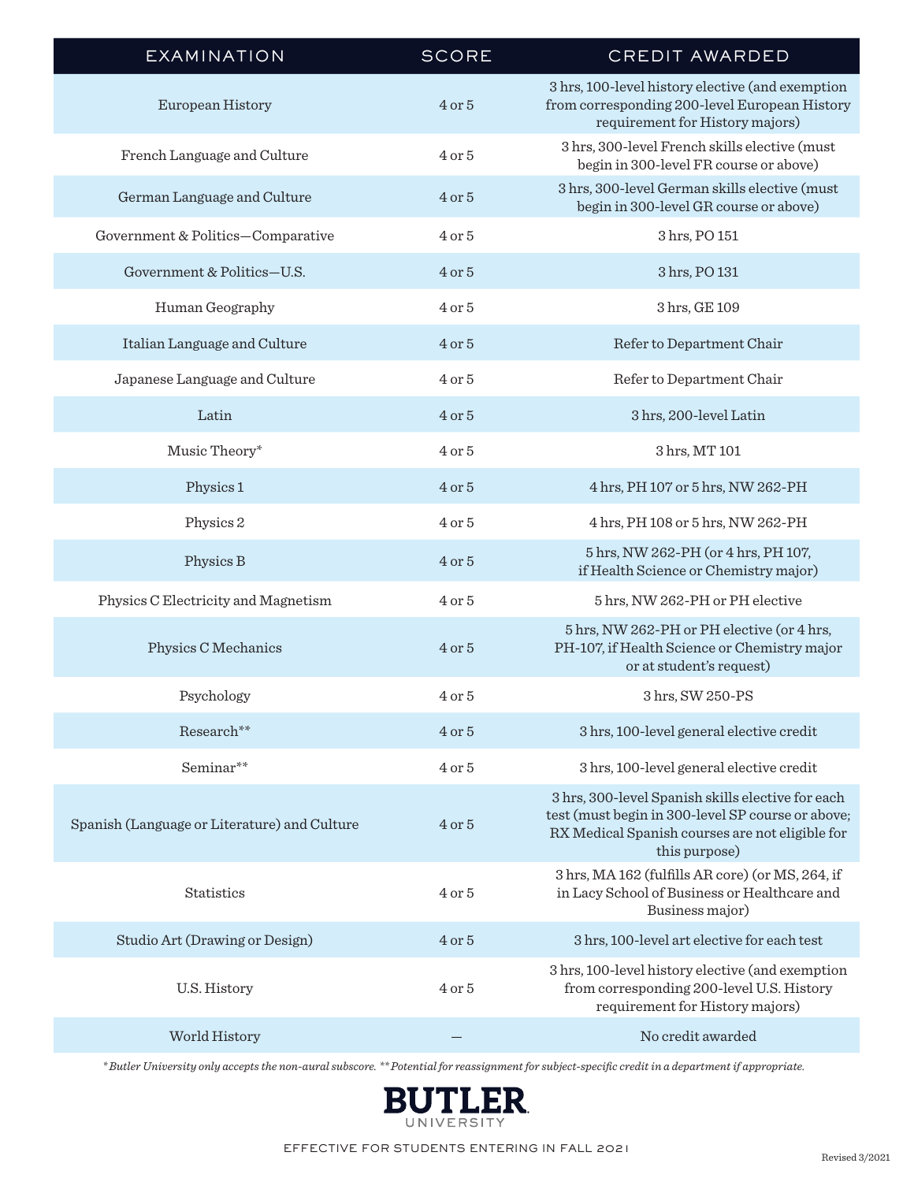| EXAMINATION | SCORE | CREDIT AWARDED |
|---|---|---|
| European History | 4 or 5 | 3 hrs, 100-level history elective (and exemption from corresponding 200-level European History requirement for History majors) |
| French Language and Culture | 4 or 5 | 3 hrs, 300-level French skills elective (must begin in 300-level FR course or above) |
| German Language and Culture | 4 or 5 | 3 hrs, 300-level German skills elective (must begin in 300-level GR course or above) |
| Government & Politics—Comparative | 4 or 5 | 3 hrs, PO 151 |
| Government & Politics—U.S. | 4 or 5 | 3 hrs, PO 131 |
| Human Geography | 4 or 5 | 3 hrs, GE 109 |
| Italian Language and Culture | 4 or 5 | Refer to Department Chair |
| Japanese Language and Culture | 4 or 5 | Refer to Department Chair |
| Latin | 4 or 5 | 3 hrs, 200-level Latin |
| Music Theory* | 4 or 5 | 3 hrs, MT 101 |
| Physics 1 | 4 or 5 | 4 hrs, PH 107 or 5 hrs, NW 262-PH |
| Physics 2 | 4 or 5 | 4 hrs, PH 108 or 5 hrs, NW 262-PH |
| Physics B | 4 or 5 | 5 hrs, NW 262-PH (or 4 hrs, PH 107, if Health Science or Chemistry major) |
| Physics C Electricity and Magnetism | 4 or 5 | 5 hrs, NW 262-PH or PH elective |
| Physics C Mechanics | 4 or 5 | 5 hrs, NW 262-PH or PH elective (or 4 hrs, PH-107, if Health Science or Chemistry major or at student's request) |
| Psychology | 4 or 5 | 3 hrs, SW 250-PS |
| Research** | 4 or 5 | 3 hrs, 100-level general elective credit |
| Seminar** | 4 or 5 | 3 hrs, 100-level general elective credit |
| Spanish (Language or Literature) and Culture | 4 or 5 | 3 hrs, 300-level Spanish skills elective for each test (must begin in 300-level SP course or above; RX Medical Spanish courses are not eligible for this purpose) |
| Statistics | 4 or 5 | 3 hrs, MA 162 (fulfills AR core) (or MS, 264, if in Lacy School of Business or Healthcare and Business major) |
| Studio Art (Drawing or Design) | 4 or 5 | 3 hrs, 100-level art elective for each test |
| U.S. History | 4 or 5 | 3 hrs, 100-level history elective (and exemption from corresponding 200-level U.S. History requirement for History majors) |
| World History | — | No credit awarded |

*\* Butler University only accepts the non-aural subscore. \*\* Potential for reassignment for subject-specific credit in a department if appropriate.*

BUTLER UNIVERSITY

EFFECTIVE FOR STUDENTS ENTERING IN FALL 2021

Revised 3/2021